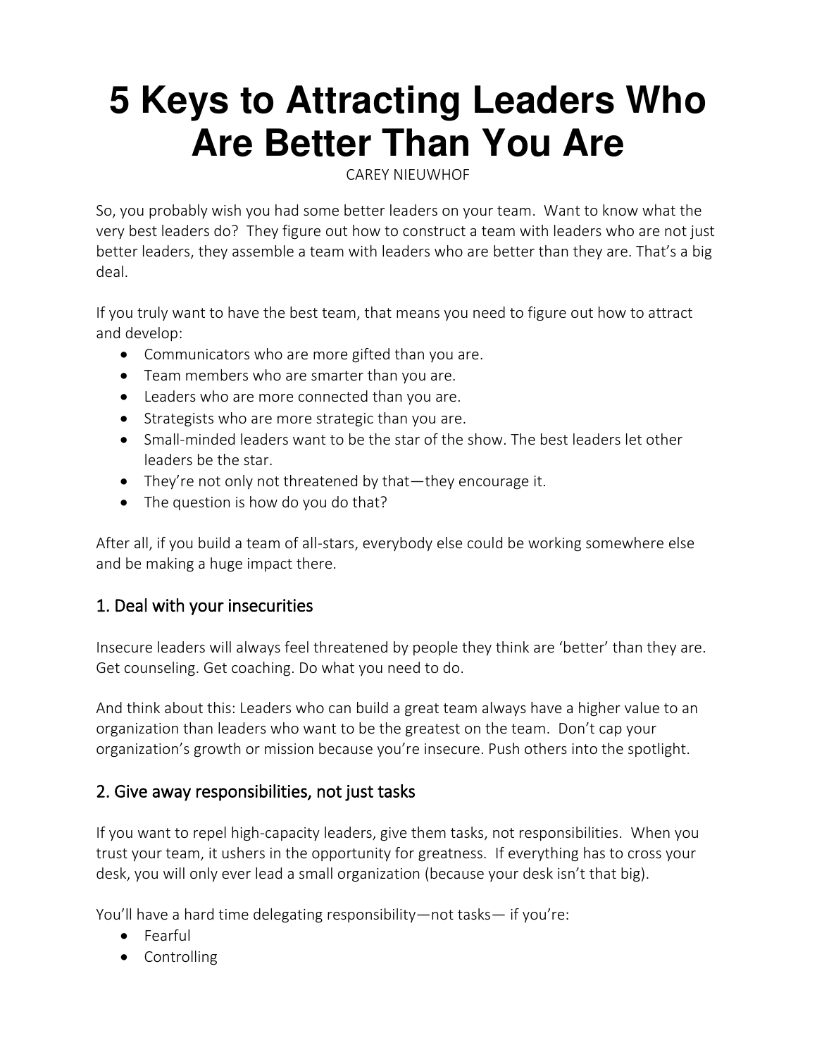# 5 Keys to Attracting Leaders Who Are Better Than You Are

CAREY NIEUWHOF

So, you probably wish you had some better leaders on your team. Want to know what the very best leaders do? They figure out how to construct a team with leaders who are not just better leaders, they assemble a team with leaders who are better than they are. That's a big deal.

If you truly want to have the best team, that means you need to figure out how to attract and develop:

- Communicators who are more gifted than you are.
- Team members who are smarter than you are.
- Leaders who are more connected than you are.
- Strategists who are more strategic than you are.
- Small-minded leaders want to be the star of the show. The best leaders let other leaders be the star.
- They're not only not threatened by that—they encourage it.
- The question is how do you do that?

After all, if you build a team of all-stars, everybody else could be working somewhere else and be making a huge impact there.

## 1. Deal with your insecurities

Insecure leaders will always feel threatened by people they think are 'better' than they are. Get counseling. Get coaching. Do what you need to do.

And think about this: Leaders who can build a great team always have a higher value to an organization than leaders who want to be the greatest on the team. Don't cap your organization's growth or mission because you're insecure. Push others into the spotlight.

## 2. Give away responsibilities, not just tasks

If you want to repel high-capacity leaders, give them tasks, not responsibilities. When you trust your team, it ushers in the opportunity for greatness. If everything has to cross your desk, you will only ever lead a small organization (because your desk isn't that big).

You'll have a hard time delegating responsibility—not tasks— if you're:

- Fearful
- Controlling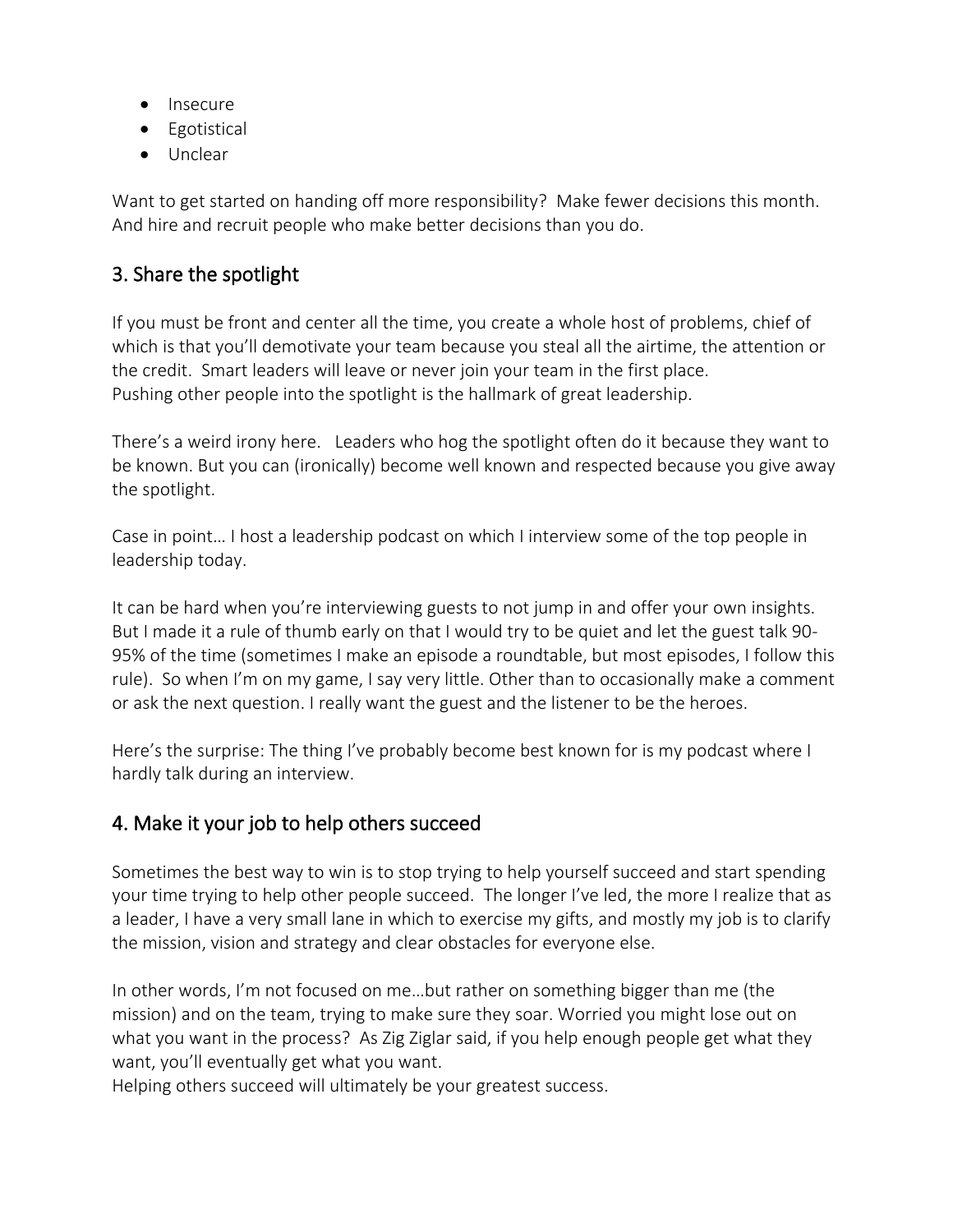- Insecure
- Egotistical
- Unclear

Want to get started on handing off more responsibility? Make fewer decisions this month. And hire and recruit people who make better decisions than you do.

## 3. Share the spotlight

If you must be front and center all the time, you create a whole host of problems, chief of which is that you'll demotivate your team because you steal all the airtime, the attention or the credit. Smart leaders will leave or never join your team in the first place.
Pushing other people into the spotlight is the hallmark of great leadership.

There's a weird irony here. Leaders who hog the spotlight often do it because they want to be known. But you can (ironically) become well known and respected because you give away the spotlight.

Case in point… I host a leadership podcast on which I interview some of the top people in leadership today.

It can be hard when you're interviewing guests to not jump in and offer your own insights. But I made it a rule of thumb early on that I would try to be quiet and let the guest talk 90-95% of the time (sometimes I make an episode a roundtable, but most episodes, I follow this rule). So when I'm on my game, I say very little. Other than to occasionally make a comment or ask the next question. I really want the guest and the listener to be the heroes.

Here's the surprise: The thing I've probably become best known for is my podcast where I hardly talk during an interview.

## 4. Make it your job to help others succeed

Sometimes the best way to win is to stop trying to help yourself succeed and start spending your time trying to help other people succeed. The longer I've led, the more I realize that as a leader, I have a very small lane in which to exercise my gifts, and mostly my job is to clarify the mission, vision and strategy and clear obstacles for everyone else.

In other words, I'm not focused on me…but rather on something bigger than me (the mission) and on the team, trying to make sure they soar. Worried you might lose out on what you want in the process? As Zig Ziglar said, if you help enough people get what they want, you'll eventually get what you want.
Helping others succeed will ultimately be your greatest success.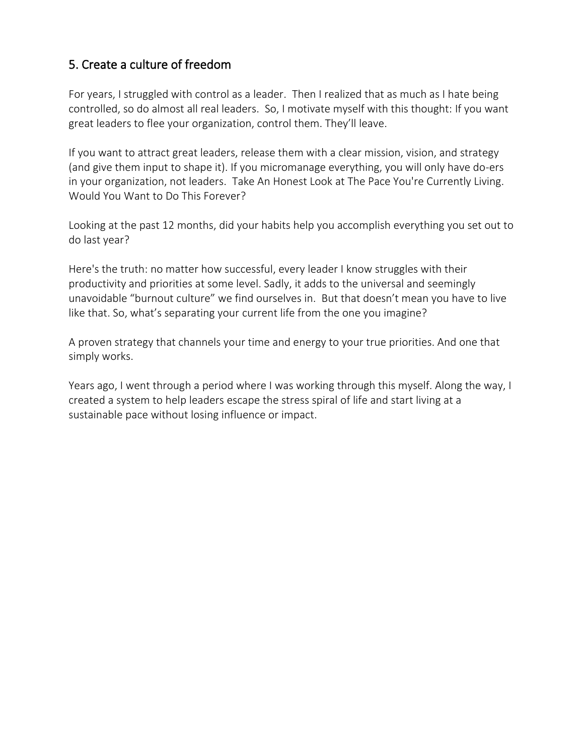## 5. Create a culture of freedom

For years, I struggled with control as a leader. Then I realized that as much as I hate being controlled, so do almost all real leaders. So, I motivate myself with this thought: If you want great leaders to flee your organization, control them. They'll leave.

If you want to attract great leaders, release them with a clear mission, vision, and strategy (and give them input to shape it). If you micromanage everything, you will only have do-ers in your organization, not leaders. Take An Honest Look at The Pace You're Currently Living. Would You Want to Do This Forever?

Looking at the past 12 months, did your habits help you accomplish everything you set out to do last year?

Here's the truth: no matter how successful, every leader I know struggles with their productivity and priorities at some level. Sadly, it adds to the universal and seemingly unavoidable "burnout culture" we find ourselves in. But that doesn't mean you have to live like that. So, what's separating your current life from the one you imagine?

A proven strategy that channels your time and energy to your true priorities. And one that simply works.

Years ago, I went through a period where I was working through this myself. Along the way, I created a system to help leaders escape the stress spiral of life and start living at a sustainable pace without losing influence or impact.